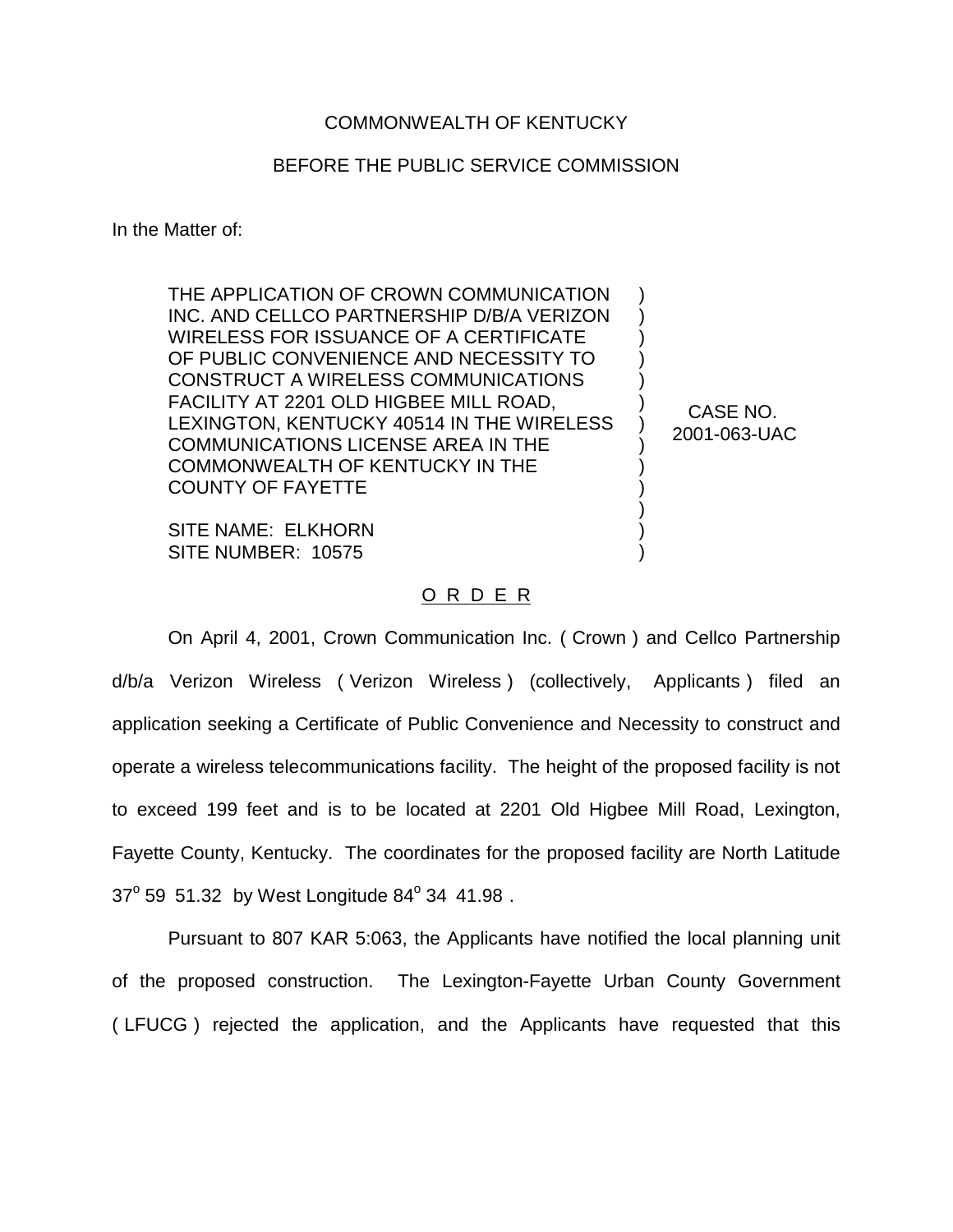COMMONWEALTH OF KENTUCKY

BEFORE THE PUBLIC SERVICE COMMISSION

In the Matter of:

THE APPLICATION OF CROWN COMMUNICATION INC. AND CELLCO PARTNERSHIP D/B/A VERIZON WIRELESS FOR ISSUANCE OF A CERTIFICATE OF PUBLIC CONVENIENCE AND NECESSITY TO CONSTRUCT A WIRELESS COMMUNICATIONS FACILITY AT 2201 OLD HIGBEE MILL ROAD, LEXINGTON, KENTUCKY 40514 IN THE WIRELESS COMMUNICATIONS LICENSE AREA IN THE COMMONWEALTH OF KENTUCKY IN THE COUNTY OF FAYETTE

SITE NAME: ELKHORN
SITE NUMBER: 10575

) CASE NO. 2001-063-UAC

O R D E R

On April 4, 2001, Crown Communication Inc. ( Crown ) and Cellco Partnership d/b/a Verizon Wireless ( Verizon Wireless ) (collectively, Applicants ) filed an application seeking a Certificate of Public Convenience and Necessity to construct and operate a wireless telecommunications facility. The height of the proposed facility is not to exceed 199 feet and is to be located at 2201 Old Higbee Mill Road, Lexington, Fayette County, Kentucky. The coordinates for the proposed facility are North Latitude 37° 59 51.32 by West Longitude 84° 34 41.98 .

Pursuant to 807 KAR 5:063, the Applicants have notified the local planning unit of the proposed construction. The Lexington-Fayette Urban County Government ( LFUCG ) rejected the application, and the Applicants have requested that this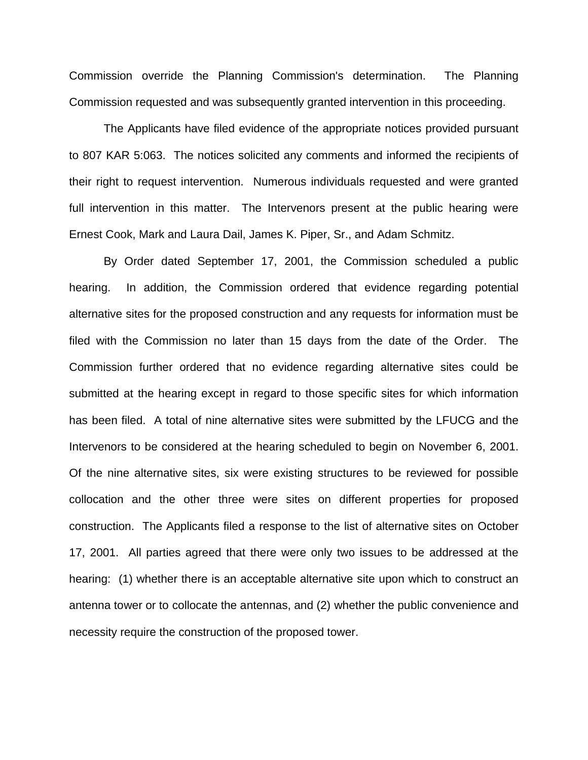Commission override the Planning Commission's determination. The Planning Commission requested and was subsequently granted intervention in this proceeding.

The Applicants have filed evidence of the appropriate notices provided pursuant to 807 KAR 5:063. The notices solicited any comments and informed the recipients of their right to request intervention. Numerous individuals requested and were granted full intervention in this matter. The Intervenors present at the public hearing were Ernest Cook, Mark and Laura Dail, James K. Piper, Sr., and Adam Schmitz.

By Order dated September 17, 2001, the Commission scheduled a public hearing. In addition, the Commission ordered that evidence regarding potential alternative sites for the proposed construction and any requests for information must be filed with the Commission no later than 15 days from the date of the Order. The Commission further ordered that no evidence regarding alternative sites could be submitted at the hearing except in regard to those specific sites for which information has been filed. A total of nine alternative sites were submitted by the LFUCG and the Intervenors to be considered at the hearing scheduled to begin on November 6, 2001. Of the nine alternative sites, six were existing structures to be reviewed for possible collocation and the other three were sites on different properties for proposed construction. The Applicants filed a response to the list of alternative sites on October 17, 2001. All parties agreed that there were only two issues to be addressed at the hearing: (1) whether there is an acceptable alternative site upon which to construct an antenna tower or to collocate the antennas, and (2) whether the public convenience and necessity require the construction of the proposed tower.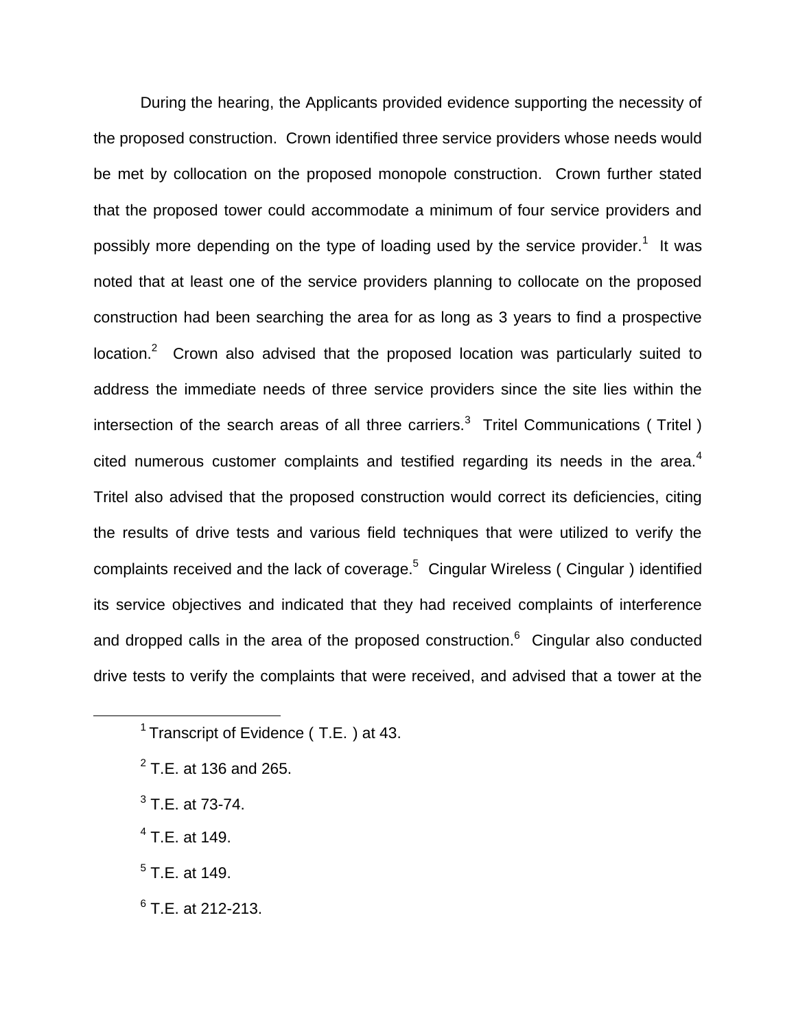During the hearing, the Applicants provided evidence supporting the necessity of the proposed construction. Crown identified three service providers whose needs would be met by collocation on the proposed monopole construction. Crown further stated that the proposed tower could accommodate a minimum of four service providers and possibly more depending on the type of loading used by the service provider.[1] It was noted that at least one of the service providers planning to collocate on the proposed construction had been searching the area for as long as 3 years to find a prospective location.[2] Crown also advised that the proposed location was particularly suited to address the immediate needs of three service providers since the site lies within the intersection of the search areas of all three carriers.[3] Tritel Communications ( Tritel ) cited numerous customer complaints and testified regarding its needs in the area.[4] Tritel also advised that the proposed construction would correct its deficiencies, citing the results of drive tests and various field techniques that were utilized to verify the complaints received and the lack of coverage.[5] Cingular Wireless ( Cingular ) identified its service objectives and indicated that they had received complaints of interference and dropped calls in the area of the proposed construction.[6] Cingular also conducted drive tests to verify the complaints that were received, and advised that a tower at the

---

[1] Transcript of Evidence ( T.E. ) at 43.

[2] T.E. at 136 and 265.

[3] T.E. at 73-74.

[4] T.E. at 149.

[5] T.E. at 149.

[6] T.E. at 212-213.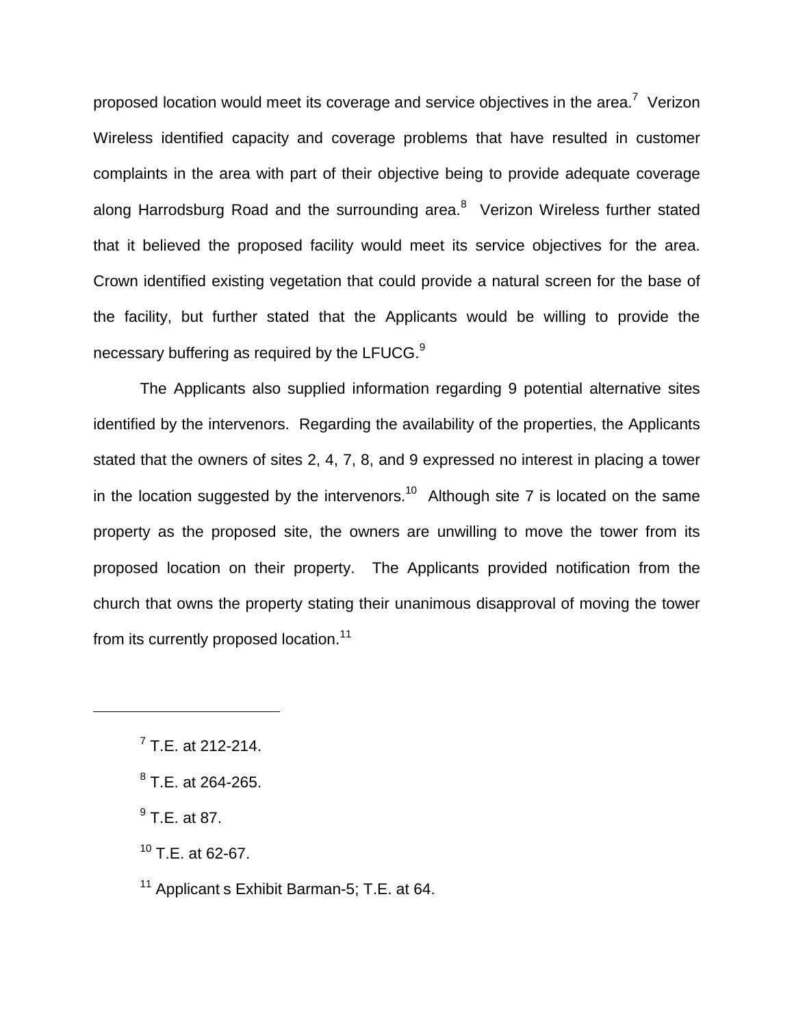proposed location would meet its coverage and service objectives in the area.[7] Verizon Wireless identified capacity and coverage problems that have resulted in customer complaints in the area with part of their objective being to provide adequate coverage along Harrodsburg Road and the surrounding area.[8] Verizon Wireless further stated that it believed the proposed facility would meet its service objectives for the area. Crown identified existing vegetation that could provide a natural screen for the base of the facility, but further stated that the Applicants would be willing to provide the necessary buffering as required by the LFUCG.[9]

The Applicants also supplied information regarding 9 potential alternative sites identified by the intervenors. Regarding the availability of the properties, the Applicants stated that the owners of sites 2, 4, 7, 8, and 9 expressed no interest in placing a tower in the location suggested by the intervenors.[10] Although site 7 is located on the same property as the proposed site, the owners are unwilling to move the tower from its proposed location on their property. The Applicants provided notification from the church that owns the property stating their unanimous disapproval of moving the tower from its currently proposed location.[11]

---

[7] T.E. at 212-214.

[8] T.E. at 264-265.

[9] T.E. at 87.

[10] T.E. at 62-67.

[11] Applicant s Exhibit Barman-5; T.E. at 64.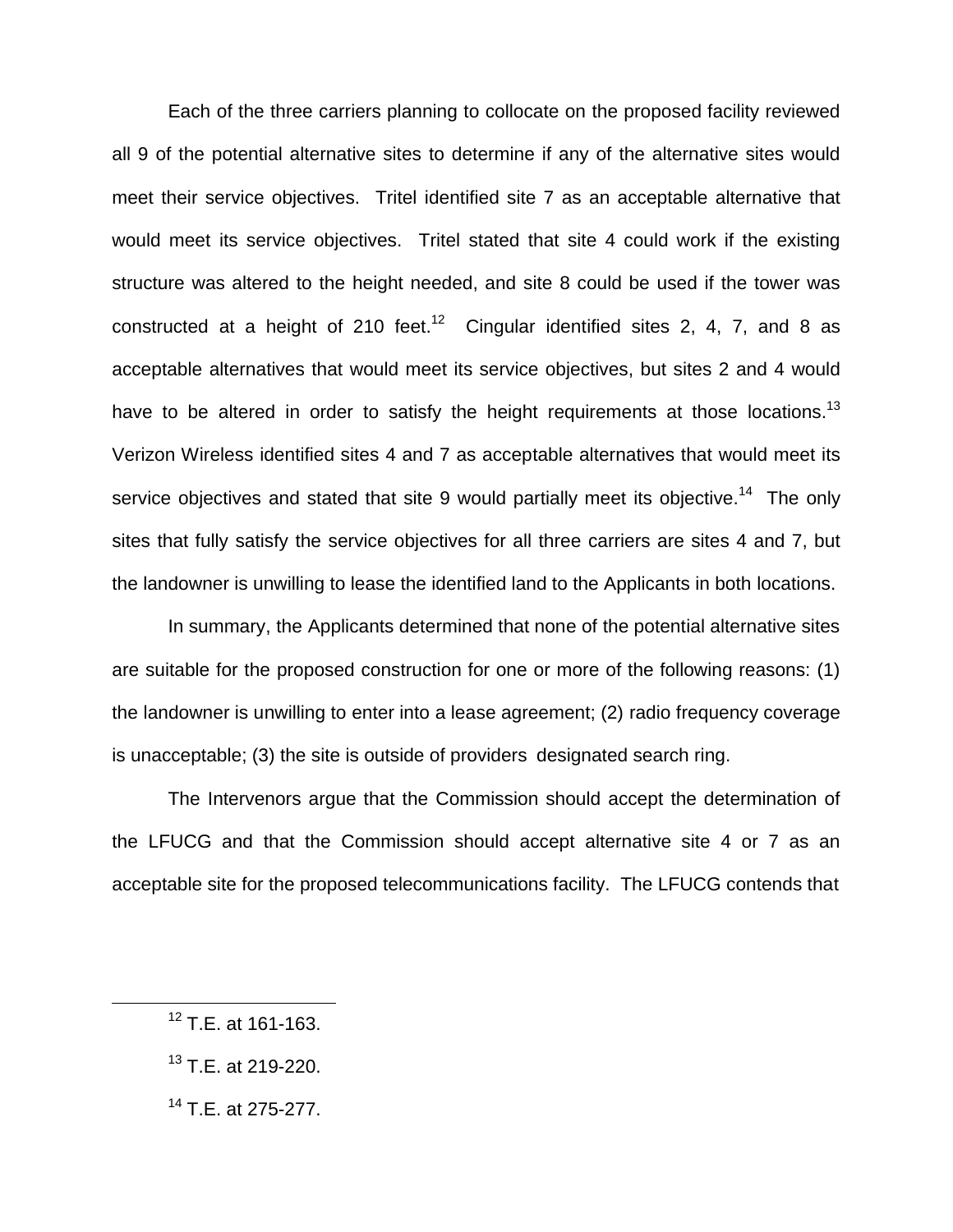Each of the three carriers planning to collocate on the proposed facility reviewed all 9 of the potential alternative sites to determine if any of the alternative sites would meet their service objectives. Tritel identified site 7 as an acceptable alternative that would meet its service objectives. Tritel stated that site 4 could work if the existing structure was altered to the height needed, and site 8 could be used if the tower was constructed at a height of 210 feet.[12] Cingular identified sites 2, 4, 7, and 8 as acceptable alternatives that would meet its service objectives, but sites 2 and 4 would have to be altered in order to satisfy the height requirements at those locations.[13] Verizon Wireless identified sites 4 and 7 as acceptable alternatives that would meet its service objectives and stated that site 9 would partially meet its objective.[14] The only sites that fully satisfy the service objectives for all three carriers are sites 4 and 7, but the landowner is unwilling to lease the identified land to the Applicants in both locations.

In summary, the Applicants determined that none of the potential alternative sites are suitable for the proposed construction for one or more of the following reasons: (1) the landowner is unwilling to enter into a lease agreement; (2) radio frequency coverage is unacceptable; (3) the site is outside of providers designated search ring.

The Intervenors argue that the Commission should accept the determination of the LFUCG and that the Commission should accept alternative site 4 or 7 as an acceptable site for the proposed telecommunications facility. The LFUCG contends that

[12] T.E. at 161-163.

[13] T.E. at 219-220.

[14] T.E. at 275-277.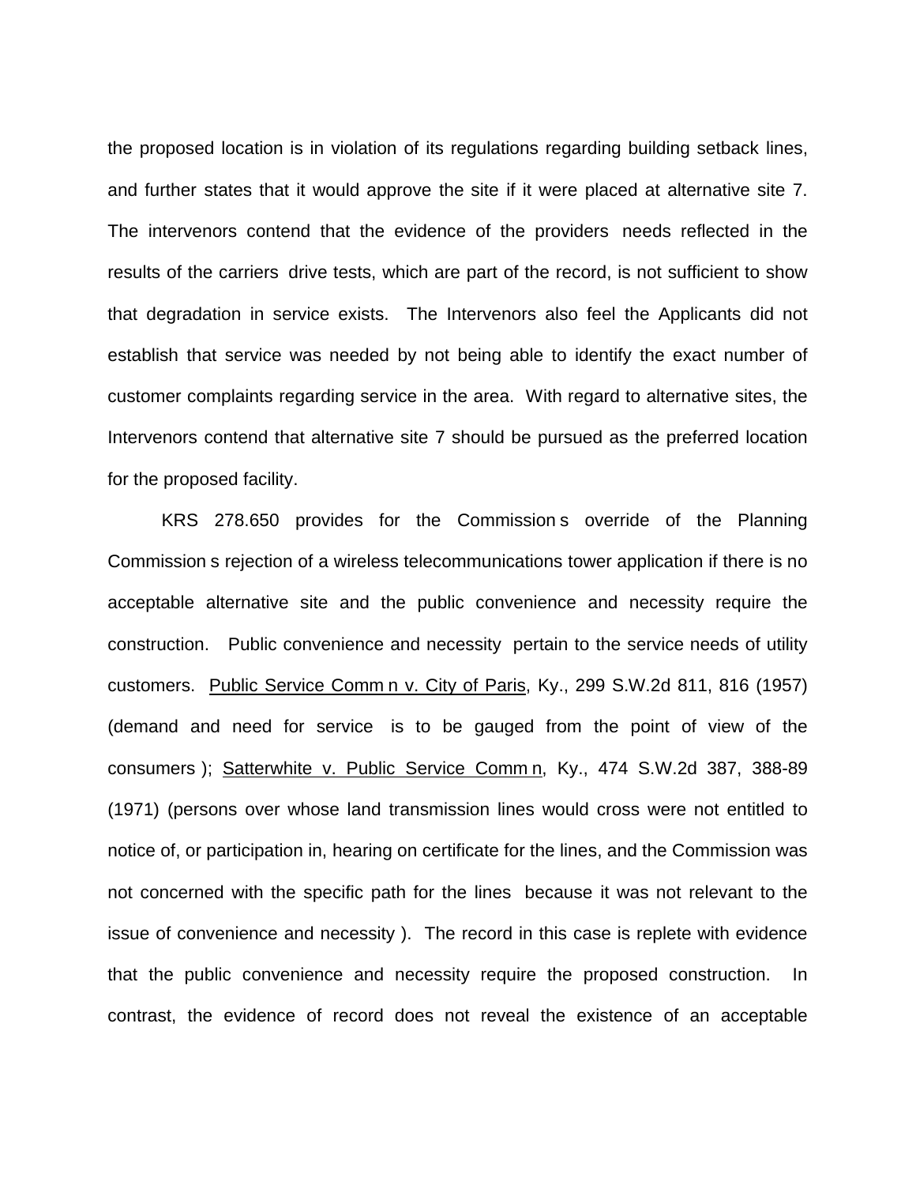the proposed location is in violation of its regulations regarding building setback lines, and further states that it would approve the site if it were placed at alternative site 7. The intervenors contend that the evidence of the providers needs reflected in the results of the carriers drive tests, which are part of the record, is not sufficient to show that degradation in service exists. The Intervenors also feel the Applicants did not establish that service was needed by not being able to identify the exact number of customer complaints regarding service in the area. With regard to alternative sites, the Intervenors contend that alternative site 7 should be pursued as the preferred location for the proposed facility.

KRS 278.650 provides for the Commission s override of the Planning Commission s rejection of a wireless telecommunications tower application if there is no acceptable alternative site and the public convenience and necessity require the construction. Public convenience and necessity pertain to the service needs of utility customers. Public Service Comm n v. City of Paris, Ky., 299 S.W.2d 811, 816 (1957) (demand and need for service is to be gauged from the point of view of the consumers ); Satterwhite v. Public Service Comm n, Ky., 474 S.W.2d 387, 388-89 (1971) (persons over whose land transmission lines would cross were not entitled to notice of, or participation in, hearing on certificate for the lines, and the Commission was not concerned with the specific path for the lines because it was not relevant to the issue of convenience and necessity ). The record in this case is replete with evidence that the public convenience and necessity require the proposed construction. In contrast, the evidence of record does not reveal the existence of an acceptable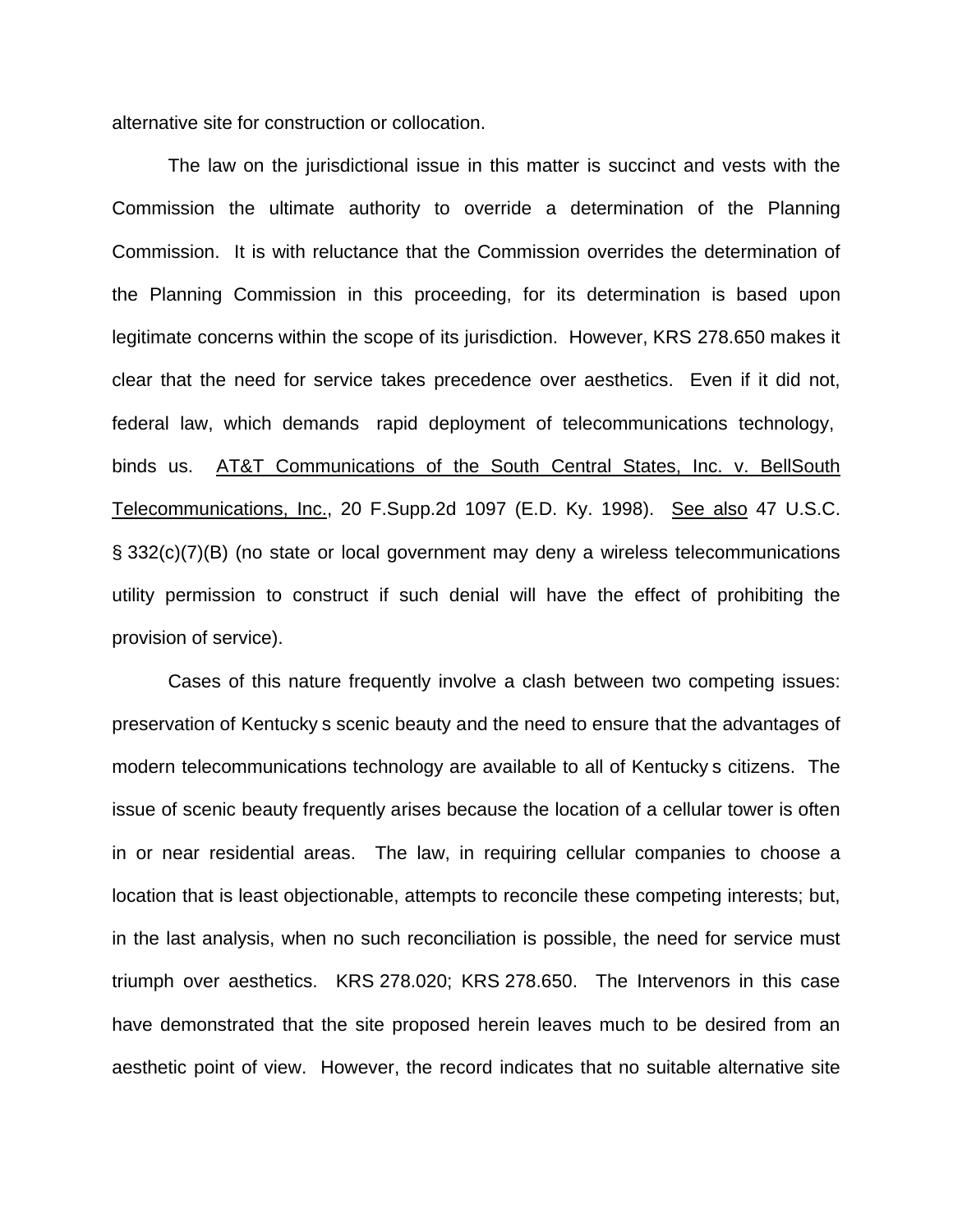alternative site for construction or collocation.

The law on the jurisdictional issue in this matter is succinct and vests with the Commission the ultimate authority to override a determination of the Planning Commission. It is with reluctance that the Commission overrides the determination of the Planning Commission in this proceeding, for its determination is based upon legitimate concerns within the scope of its jurisdiction. However, KRS 278.650 makes it clear that the need for service takes precedence over aesthetics. Even if it did not, federal law, which demands rapid deployment of telecommunications technology, binds us. AT&T Communications of the South Central States, Inc. v. BellSouth Telecommunications, Inc., 20 F.Supp.2d 1097 (E.D. Ky. 1998). See also 47 U.S.C. § 332(c)(7)(B) (no state or local government may deny a wireless telecommunications utility permission to construct if such denial will have the effect of prohibiting the provision of service).

Cases of this nature frequently involve a clash between two competing issues: preservation of Kentucky s scenic beauty and the need to ensure that the advantages of modern telecommunications technology are available to all of Kentucky s citizens. The issue of scenic beauty frequently arises because the location of a cellular tower is often in or near residential areas. The law, in requiring cellular companies to choose a location that is least objectionable, attempts to reconcile these competing interests; but, in the last analysis, when no such reconciliation is possible, the need for service must triumph over aesthetics. KRS 278.020; KRS 278.650. The Intervenors in this case have demonstrated that the site proposed herein leaves much to be desired from an aesthetic point of view. However, the record indicates that no suitable alternative site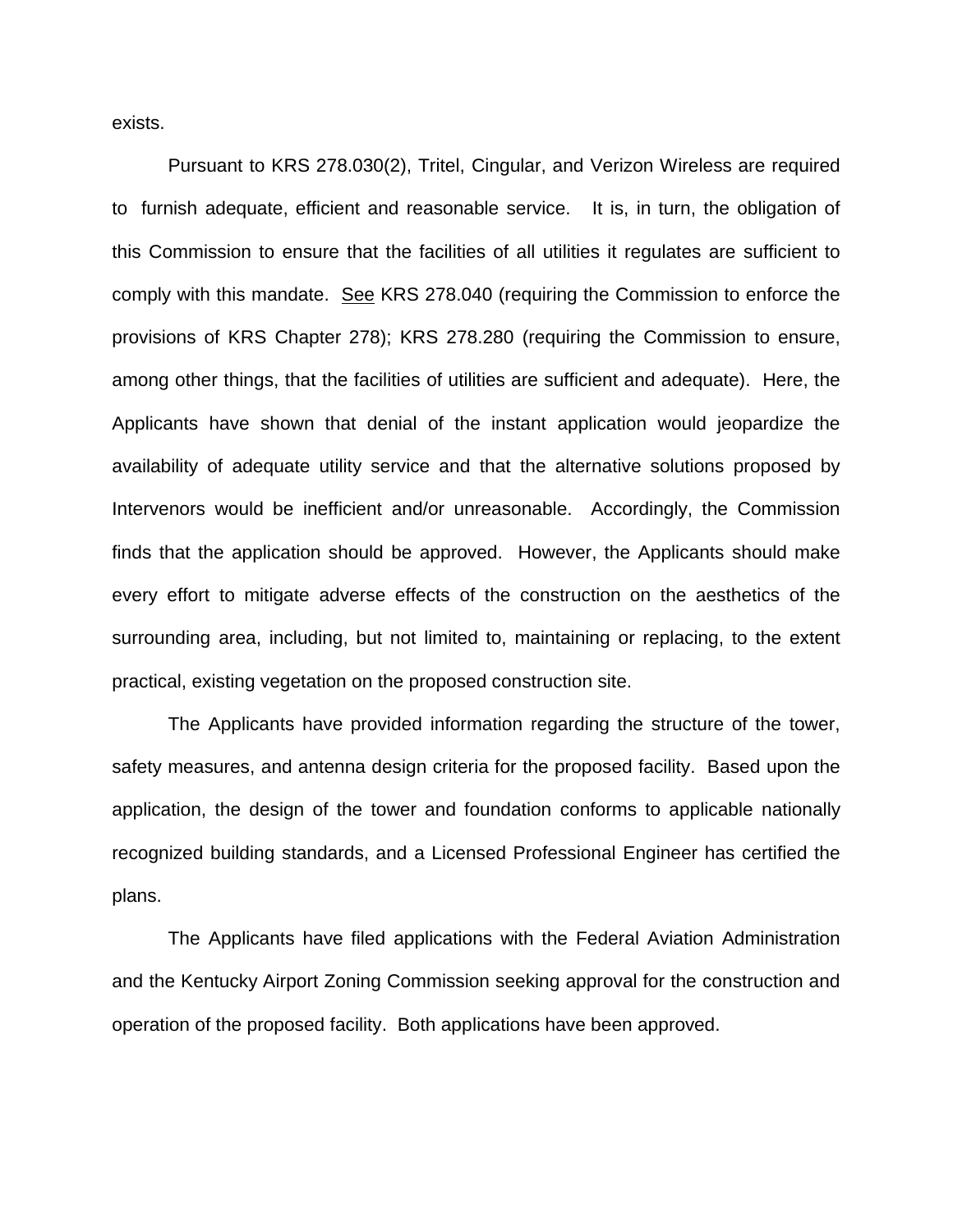exists.

Pursuant to KRS 278.030(2), Tritel, Cingular, and Verizon Wireless are required to furnish adequate, efficient and reasonable service. It is, in turn, the obligation of this Commission to ensure that the facilities of all utilities it regulates are sufficient to comply with this mandate. <u>See</u> KRS 278.040 (requiring the Commission to enforce the provisions of KRS Chapter 278); KRS 278.280 (requiring the Commission to ensure, among other things, that the facilities of utilities are sufficient and adequate). Here, the Applicants have shown that denial of the instant application would jeopardize the availability of adequate utility service and that the alternative solutions proposed by Intervenors would be inefficient and/or unreasonable. Accordingly, the Commission finds that the application should be approved. However, the Applicants should make every effort to mitigate adverse effects of the construction on the aesthetics of the surrounding area, including, but not limited to, maintaining or replacing, to the extent practical, existing vegetation on the proposed construction site.

The Applicants have provided information regarding the structure of the tower, safety measures, and antenna design criteria for the proposed facility. Based upon the application, the design of the tower and foundation conforms to applicable nationally recognized building standards, and a Licensed Professional Engineer has certified the plans.

The Applicants have filed applications with the Federal Aviation Administration and the Kentucky Airport Zoning Commission seeking approval for the construction and operation of the proposed facility. Both applications have been approved.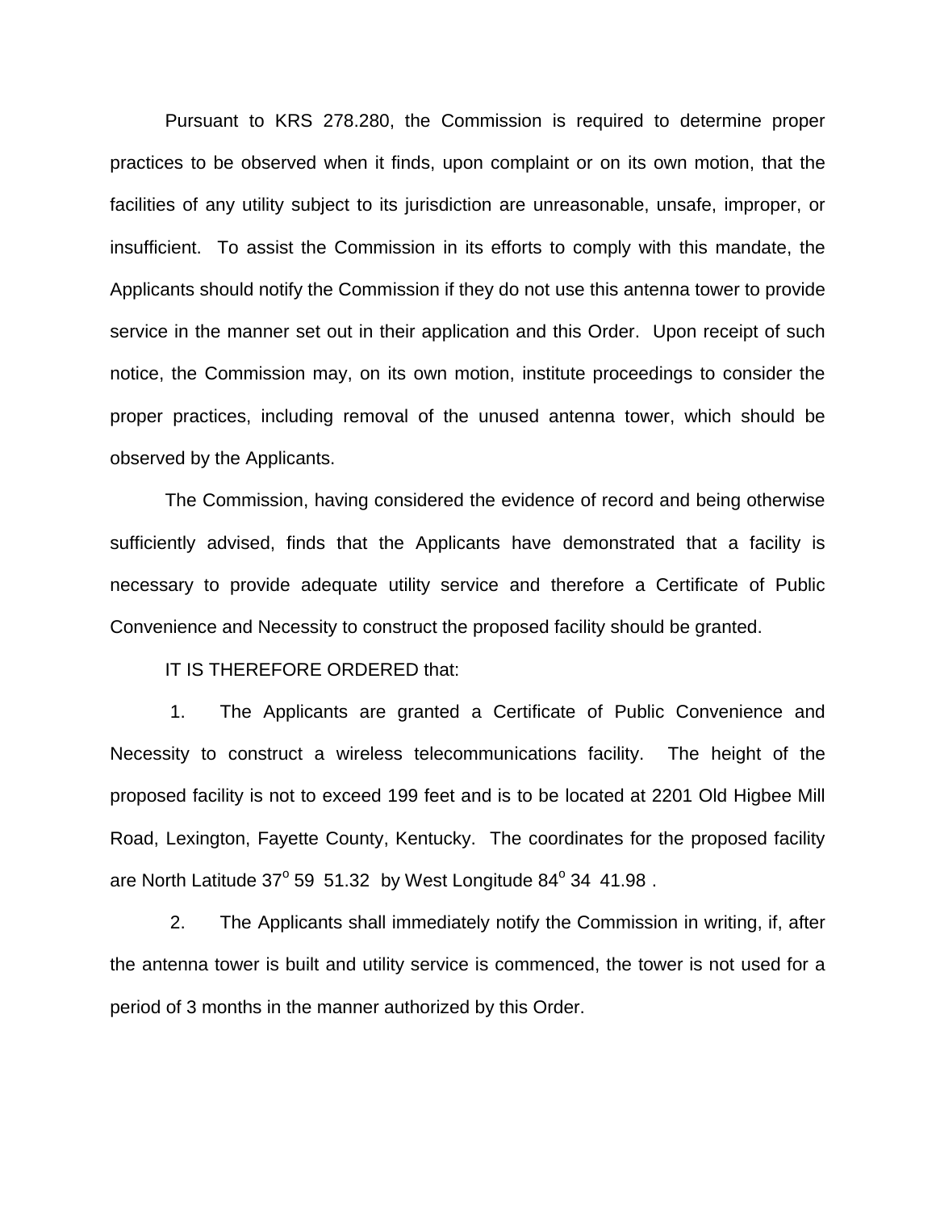Pursuant to KRS 278.280, the Commission is required to determine proper practices to be observed when it finds, upon complaint or on its own motion, that the facilities of any utility subject to its jurisdiction are unreasonable, unsafe, improper, or insufficient. To assist the Commission in its efforts to comply with this mandate, the Applicants should notify the Commission if they do not use this antenna tower to provide service in the manner set out in their application and this Order. Upon receipt of such notice, the Commission may, on its own motion, institute proceedings to consider the proper practices, including removal of the unused antenna tower, which should be observed by the Applicants.

The Commission, having considered the evidence of record and being otherwise sufficiently advised, finds that the Applicants have demonstrated that a facility is necessary to provide adequate utility service and therefore a Certificate of Public Convenience and Necessity to construct the proposed facility should be granted.

IT IS THEREFORE ORDERED that:

1. The Applicants are granted a Certificate of Public Convenience and Necessity to construct a wireless telecommunications facility. The height of the proposed facility is not to exceed 199 feet and is to be located at 2201 Old Higbee Mill Road, Lexington, Fayette County, Kentucky. The coordinates for the proposed facility are North Latitude 37° 59 51.32 by West Longitude 84° 34 41.98 .

2. The Applicants shall immediately notify the Commission in writing, if, after the antenna tower is built and utility service is commenced, the tower is not used for a period of 3 months in the manner authorized by this Order.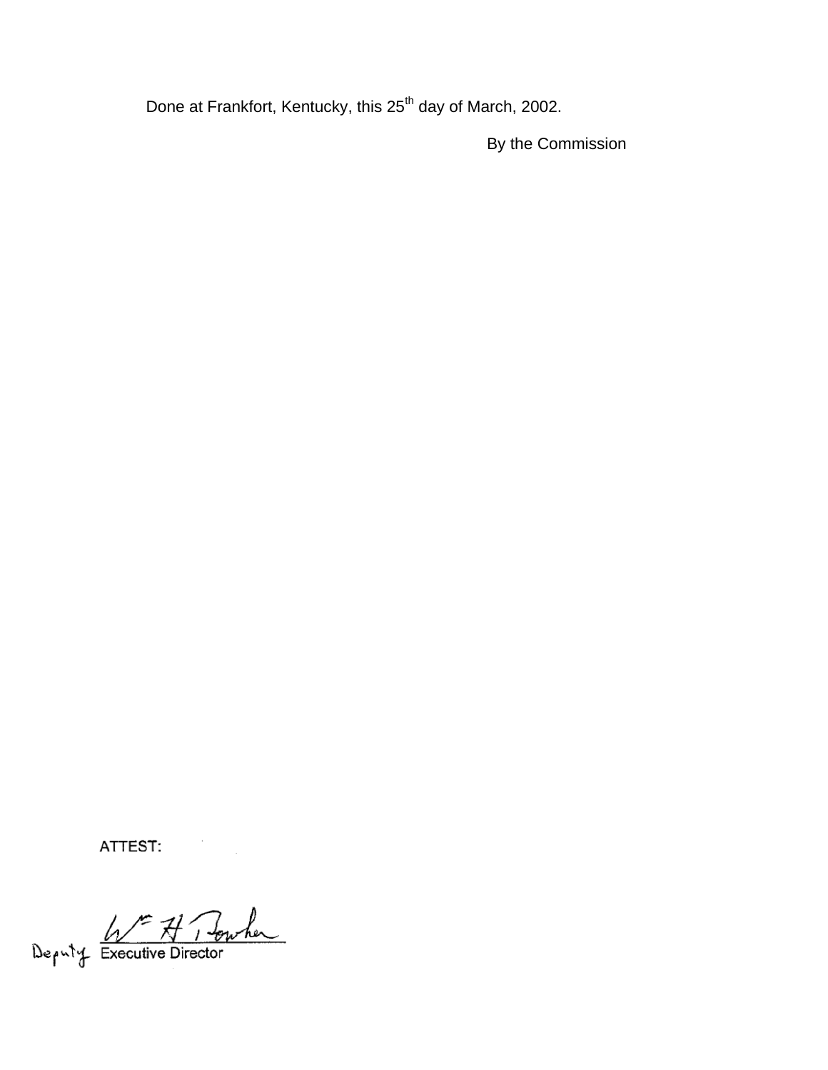Done at Frankfort, Kentucky, this 25th day of March, 2002.

By the Commission

ATTEST:

Deputy Executive Director